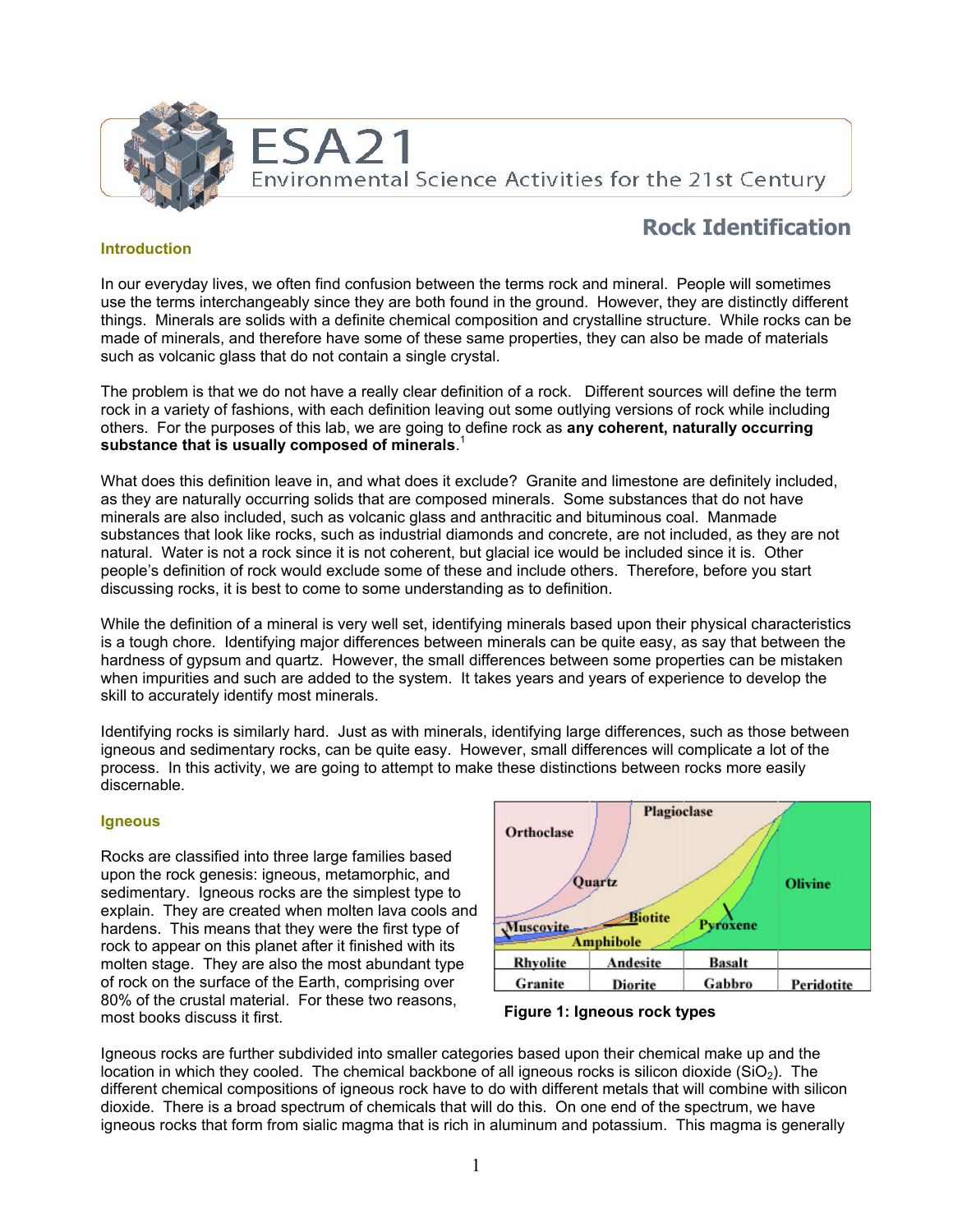# ESA21

Environmental Science Activities for the 21st Century

## Rock Identification

### Introduction

In our everyday lives, we often find confusion between the terms rock and mineral. People will sometimes use the terms interchangeably since they are both found in the ground. However, they are distinctly different things. Minerals are solids with a definite chemical composition and crystalline structure. While rocks can be made of minerals, and therefore have some of these same properties, they can also be made of materials such as volcanic glass that do not contain a single crystal.

The problem is that we do not have a really clear definition of a rock. Different sources will define the term rock in a variety of fashions, with each definition leaving out some outlying versions of rock while including others. For the purposes of this lab, we are going to define rock as **any coherent, naturally occurring substance that is usually composed of minerals**.[1]

What does this definition leave in, and what does it exclude? Granite and limestone are definitely included, as they are naturally occurring solids that are composed minerals. Some substances that do not have minerals are also included, such as volcanic glass and anthracitic and bituminous coal. Manmade substances that look like rocks, such as industrial diamonds and concrete, are not included, as they are not natural. Water is not a rock since it is not coherent, but glacial ice would be included since it is. Other people's definition of rock would exclude some of these and include others. Therefore, before you start discussing rocks, it is best to come to some understanding as to definition.

While the definition of a mineral is very well set, identifying minerals based upon their physical characteristics is a tough chore. Identifying major differences between minerals can be quite easy, as say that between the hardness of gypsum and quartz. However, the small differences between some properties can be mistaken when impurities and such are added to the system. It takes years and years of experience to develop the skill to accurately identify most minerals.

Identifying rocks is similarly hard. Just as with minerals, identifying large differences, such as those between igneous and sedimentary rocks, can be quite easy. However, small differences will complicate a lot of the process. In this activity, we are going to attempt to make these distinctions between rocks more easily discernable.

### Igneous

Rocks are classified into three large families based upon the rock genesis: igneous, metamorphic, and sedimentary. Igneous rocks are the simplest type to explain. They are created when molten lava cools and hardens. This means that they were the first type of rock to appear on this planet after it finished with its molten stage. They are also the most abundant type of rock on the surface of the Earth, comprising over 80% of the crustal material. For these two reasons, most books discuss it first.

| Rhyolite | Andesite | Basalt | |
|---|---|---|---|
| Granite | Diorite | Gabbro | Peridotite |

Figure 1: Igneous rock types

Igneous rocks are further subdivided into smaller categories based upon their chemical make up and the location in which they cooled. The chemical backbone of all igneous rocks is silicon dioxide ($SiO_2$). The different chemical compositions of igneous rock have to do with different metals that will combine with silicon dioxide. There is a broad spectrum of chemicals that will do this. On one end of the spectrum, we have igneous rocks that form from sialic magma that is rich in aluminum and potassium. This magma is generally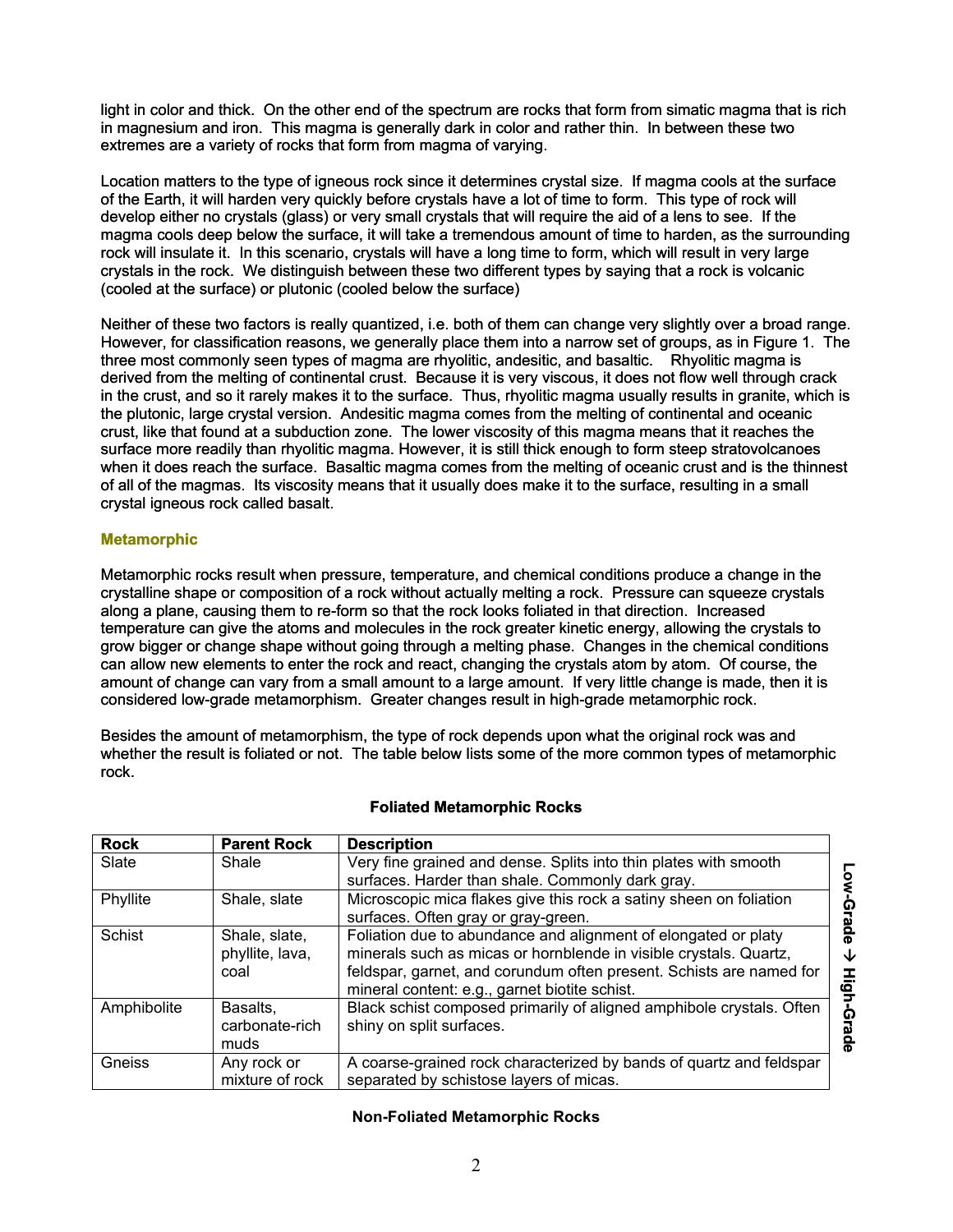light in color and thick. On the other end of the spectrum are rocks that form from simatic magma that is rich in magnesium and iron. This magma is generally dark in color and rather thin. In between these two extremes are a variety of rocks that form from magma of varying.

Location matters to the type of igneous rock since it determines crystal size. If magma cools at the surface of the Earth, it will harden very quickly before crystals have a lot of time to form. This type of rock will develop either no crystals (glass) or very small crystals that will require the aid of a lens to see. If the magma cools deep below the surface, it will take a tremendous amount of time to harden, as the surrounding rock will insulate it. In this scenario, crystals will have a long time to form, which will result in very large crystals in the rock. We distinguish between these two different types by saying that a rock is volcanic (cooled at the surface) or plutonic (cooled below the surface)

Neither of these two factors is really quantized, i.e. both of them can change very slightly over a broad range. However, for classification reasons, we generally place them into a narrow set of groups, as in Figure 1. The three most commonly seen types of magma are rhyolitic, andesitic, and basaltic. Rhyolitic magma is derived from the melting of continental crust. Because it is very viscous, it does not flow well through crack in the crust, and so it rarely makes it to the surface. Thus, rhyolitic magma usually results in granite, which is the plutonic, large crystal version. Andesitic magma comes from the melting of continental and oceanic crust, like that found at a subduction zone. The lower viscosity of this magma means that it reaches the surface more readily than rhyolitic magma. However, it is still thick enough to form steep stratovolcanoes when it does reach the surface. Basaltic magma comes from the melting of oceanic crust and is the thinnest of all of the magmas. Its viscosity means that it usually does make it to the surface, resulting in a small crystal igneous rock called basalt.

### Metamorphic

Metamorphic rocks result when pressure, temperature, and chemical conditions produce a change in the crystalline shape or composition of a rock without actually melting a rock. Pressure can squeeze crystals along a plane, causing them to re-form so that the rock looks foliated in that direction. Increased temperature can give the atoms and molecules in the rock greater kinetic energy, allowing the crystals to grow bigger or change shape without going through a melting phase. Changes in the chemical conditions can allow new elements to enter the rock and react, changing the crystals atom by atom. Of course, the amount of change can vary from a small amount to a large amount. If very little change is made, then it is considered low-grade metamorphism. Greater changes result in high-grade metamorphic rock.

Besides the amount of metamorphism, the type of rock depends upon what the original rock was and whether the result is foliated or not. The table below lists some of the more common types of metamorphic rock.

**Foliated Metamorphic Rocks**

| Rock | Parent Rock | Description |
|---|---|---|
| Slate | Shale | Very fine grained and dense. Splits into thin plates with smooth surfaces. Harder than shale. Commonly dark gray. |
| Phyllite | Shale, slate | Microscopic mica flakes give this rock a satiny sheen on foliation surfaces. Often gray or gray-green. |
| Schist | Shale, slate, phyllite, lava, coal | Foliation due to abundance and alignment of elongated or platy minerals such as micas or hornblende in visible crystals. Quartz, feldspar, garnet, and corundum often present. Schists are named for mineral content: e.g., garnet biotite schist. |
| Amphibolite | Basalts, carbonate-rich muds | Black schist composed primarily of aligned amphibole crystals. Often shiny on split surfaces. |
| Gneiss | Any rock or mixture of rock | A coarse-grained rock characterized by bands of quartz and feldspar separated by schistose layers of micas. |

Low-Grade → High-Grade

**Non-Foliated Metamorphic Rocks**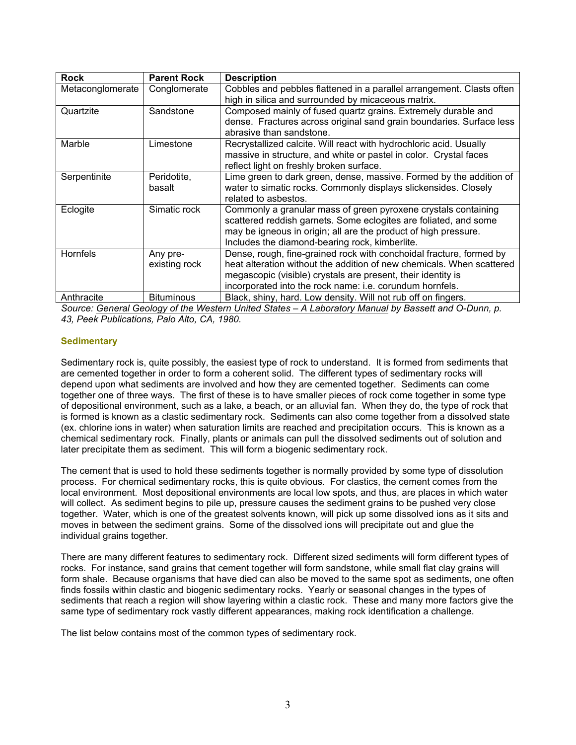| Rock | Parent Rock | Description |
|---|---|---|
| Metaconglomerate | Conglomerate | Cobbles and pebbles flattened in a parallel arrangement. Clasts often high in silica and surrounded by micaceous matrix. |
| Quartzite | Sandstone | Composed mainly of fused quartz grains. Extremely durable and dense. Fractures across original sand grain boundaries. Surface less abrasive than sandstone. |
| Marble | Limestone | Recrystallized calcite. Will react with hydrochloric acid. Usually massive in structure, and white or pastel in color. Crystal faces reflect light on freshly broken surface. |
| Serpentinite | Peridotite, basalt | Lime green to dark green, dense, massive. Formed by the addition of water to simatic rocks. Commonly displays slickensides. Closely related to asbestos. |
| Eclogite | Simatic rock | Commonly a granular mass of green pyroxene crystals containing scattered reddish garnets. Some eclogites are foliated, and some may be igneous in origin; all are the product of high pressure. Includes the diamond-bearing rock, kimberlite. |
| Hornfels | Any pre-existing rock | Dense, rough, fine-grained rock with conchoidal fracture, formed by heat alteration without the addition of new chemicals. When scattered megascopic (visible) crystals are present, their identity is incorporated into the rock name: i.e. corundum hornfels. |
| Anthracite | Bituminous | Black, shiny, hard. Low density. Will not rub off on fingers. |

*Source: General Geology of the Western United States – A Laboratory Manual by Bassett and O-Dunn, p. 43, Peek Publications, Palo Alto, CA, 1980.*

### Sedimentary

Sedimentary rock is, quite possibly, the easiest type of rock to understand. It is formed from sediments that are cemented together in order to form a coherent solid. The different types of sedimentary rocks will depend upon what sediments are involved and how they are cemented together. Sediments can come together one of three ways. The first of these is to have smaller pieces of rock come together in some type of depositional environment, such as a lake, a beach, or an alluvial fan. When they do, the type of rock that is formed is known as a clastic sedimentary rock. Sediments can also come together from a dissolved state (ex. chlorine ions in water) when saturation limits are reached and precipitation occurs. This is known as a chemical sedimentary rock. Finally, plants or animals can pull the dissolved sediments out of solution and later precipitate them as sediment. This will form a biogenic sedimentary rock.

The cement that is used to hold these sediments together is normally provided by some type of dissolution process. For chemical sedimentary rocks, this is quite obvious. For clastics, the cement comes from the local environment. Most depositional environments are local low spots, and thus, are places in which water will collect. As sediment begins to pile up, pressure causes the sediment grains to be pushed very close together. Water, which is one of the greatest solvents known, will pick up some dissolved ions as it sits and moves in between the sediment grains. Some of the dissolved ions will precipitate out and glue the individual grains together.

There are many different features to sedimentary rock. Different sized sediments will form different types of rocks. For instance, sand grains that cement together will form sandstone, while small flat clay grains will form shale. Because organisms that have died can also be moved to the same spot as sediments, one often finds fossils within clastic and biogenic sedimentary rocks. Yearly or seasonal changes in the types of sediments that reach a region will show layering within a clastic rock. These and many more factors give the same type of sedimentary rock vastly different appearances, making rock identification a challenge.

The list below contains most of the common types of sedimentary rock.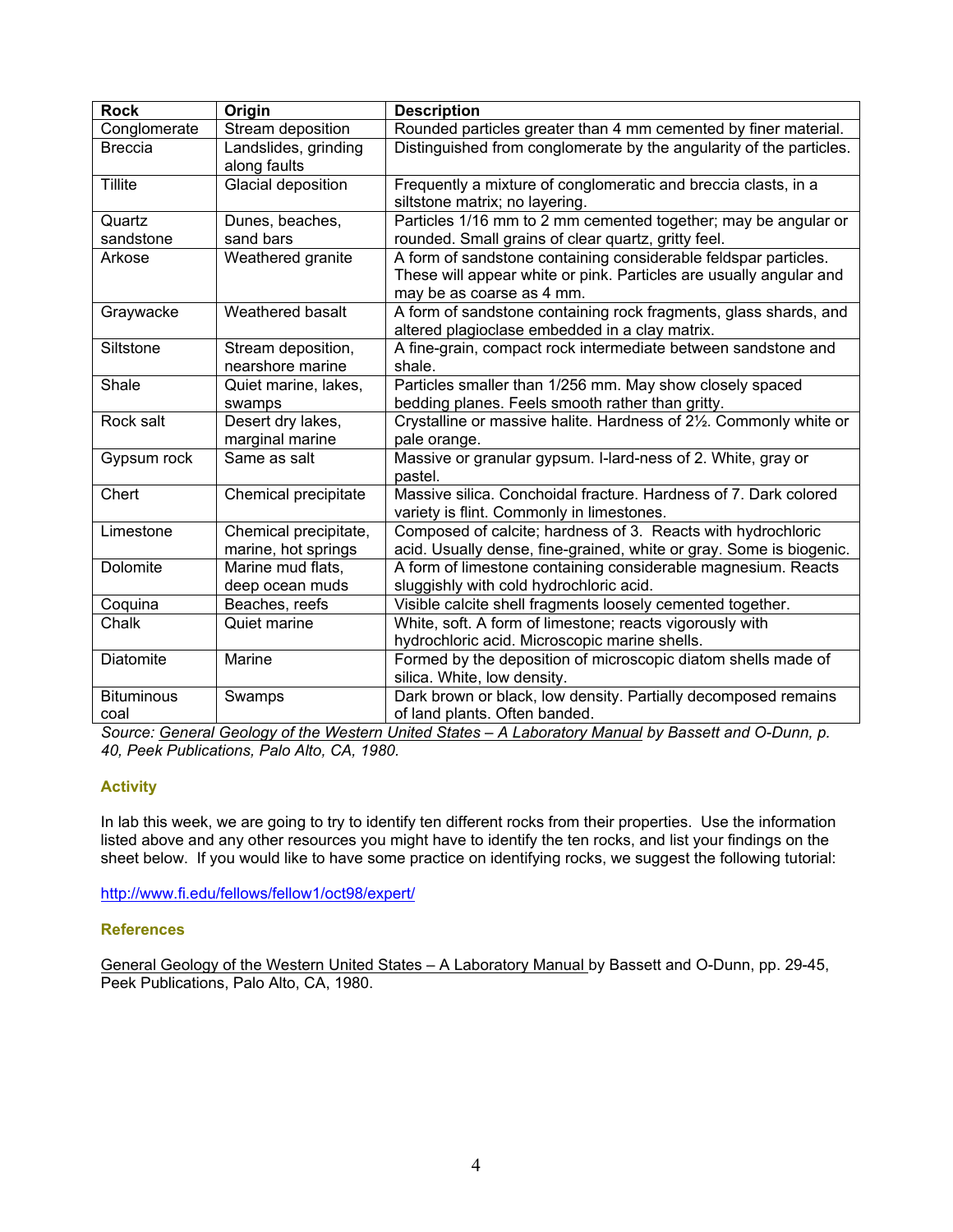| Rock | Origin | Description |
|---|---|---|
| Conglomerate | Stream deposition | Rounded particles greater than 4 mm cemented by finer material. |
| Breccia | Landslides, grinding along faults | Distinguished from conglomerate by the angularity of the particles. |
| Tillite | Glacial deposition | Frequently a mixture of conglomeratic and breccia clasts, in a siltstone matrix; no layering. |
| Quartz sandstone | Dunes, beaches, sand bars | Particles 1/16 mm to 2 mm cemented together; may be angular or rounded. Small grains of clear quartz, gritty feel. |
| Arkose | Weathered granite | A form of sandstone containing considerable feldspar particles. These will appear white or pink. Particles are usually angular and may be as coarse as 4 mm. |
| Graywacke | Weathered basalt | A form of sandstone containing rock fragments, glass shards, and altered plagioclase embedded in a clay matrix. |
| Siltstone | Stream deposition, nearshore marine | A fine-grain, compact rock intermediate between sandstone and shale. |
| Shale | Quiet marine, lakes, swamps | Particles smaller than 1/256 mm. May show closely spaced bedding planes. Feels smooth rather than gritty. |
| Rock salt | Desert dry lakes, marginal marine | Crystalline or massive halite. Hardness of 2½. Commonly white or pale orange. |
| Gypsum rock | Same as salt | Massive or granular gypsum. I-lard-ness of 2. White, gray or pastel. |
| Chert | Chemical precipitate | Massive silica. Conchoidal fracture. Hardness of 7. Dark colored variety is flint. Commonly in limestones. |
| Limestone | Chemical precipitate, marine, hot springs | Composed of calcite; hardness of 3. Reacts with hydrochloric acid. Usually dense, fine-grained, white or gray. Some is biogenic. |
| Dolomite | Marine mud flats, deep ocean muds | A form of limestone containing considerable magnesium. Reacts sluggishly with cold hydrochloric acid. |
| Coquina | Beaches, reefs | Visible calcite shell fragments loosely cemented together. |
| Chalk | Quiet marine | White, soft. A form of limestone; reacts vigorously with hydrochloric acid. Microscopic marine shells. |
| Diatomite | Marine | Formed by the deposition of microscopic diatom shells made of silica. White, low density. |
| Bituminous coal | Swamps | Dark brown or black, low density. Partially decomposed remains of land plants. Often banded. |

*Source: General Geology of the Western United States – A Laboratory Manual by Bassett and O-Dunn, p. 40, Peek Publications, Palo Alto, CA, 1980.*

## Activity

In lab this week, we are going to try to identify ten different rocks from their properties. Use the information listed above and any other resources you might have to identify the ten rocks, and list your findings on the sheet below. If you would like to have some practice on identifying rocks, we suggest the following tutorial:

http://www.fi.edu/fellows/fellow1/oct98/expert/

## References

General Geology of the Western United States – A Laboratory Manual by Bassett and O-Dunn, pp. 29-45, Peek Publications, Palo Alto, CA, 1980.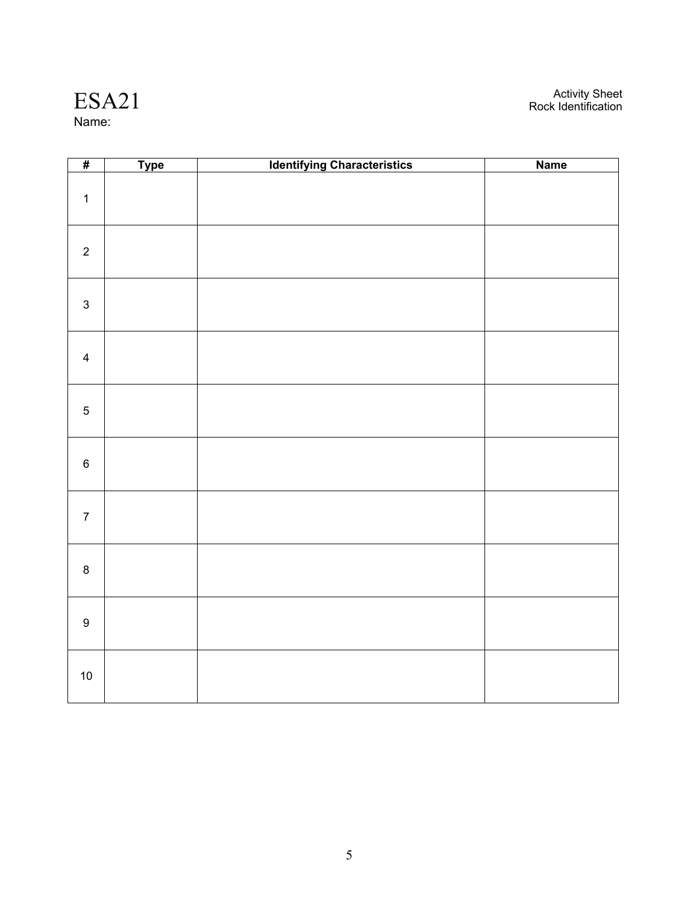ESA21

Name:

Activity Sheet
Rock Identification

| # | Type | Identifying Characteristics | Name |
|---|---|---|---|
| 1 | | | |
| 2 | | | |
| 3 | | | |
| 4 | | | |
| 5 | | | |
| 6 | | | |
| 7 | | | |
| 8 | | | |
| 9 | | | |
| 10 | | | |